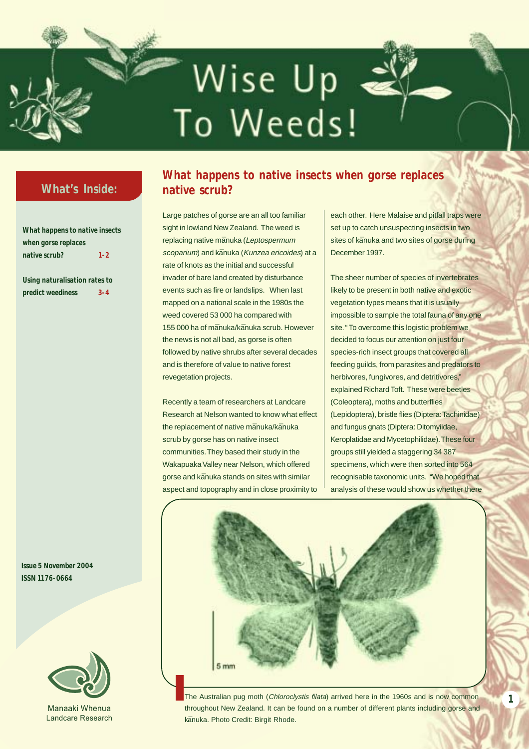# Wise Up To Weeds!

## What's Inside:

What happens to native insects when gorse replaces native scrub? 1-2

Using naturalisation rates to predict weediness 3-4

Issue 5 November 2004
ISSN 1176-0664

Manaaki Whenua
Landcare Research

## What happens to native insects when gorse replaces native scrub?

Large patches of gorse are an all too familiar sight in lowland New Zealand. The weed is replacing native mānuka (*Leptospermum scoparium*) and kānuka (*Kunzea ericoides*) at a rate of knots as the initial and successful invader of bare land created by disturbance events such as fire or landslips. When last mapped on a national scale in the 1980s the weed covered 53 000 ha compared with 155 000 ha of mānuka/kānuka scrub. However the news is not all bad, as gorse is often followed by native shrubs after several decades and is therefore of value to native forest revegetation projects.

Recently a team of researchers at Landcare Research at Nelson wanted to know what effect the replacement of native mānuka/kānuka scrub by gorse has on native insect communities. They based their study in the Wakapuaka Valley near Nelson, which offered gorse and kānuka stands on sites with similar aspect and topography and in close proximity to each other. Here Malaise and pitfall traps were set up to catch unsuspecting insects in two sites of kānuka and two sites of gorse during December 1997.

The sheer number of species of invertebrates likely to be present in both native and exotic vegetation types means that it is usually impossible to sample the total fauna of any one site. "To overcome this logistic problem we decided to focus our attention on just four species-rich insect groups that covered all feeding guilds, from parasites and predators to herbivores, fungivores, and detritivores," explained Richard Toft. These were beetles (Coleoptera), moths and butterflies (Lepidoptera), bristle flies (Diptera: Tachinidae) and fungus gnats (Diptera: Ditomyiidae, Keroplatidae and Mycetophilidae). These four groups still yielded a staggering 34 387 specimens, which were then sorted into 564 recognisable taxonomic units. "We hoped that analysis of these would show us whether there

The Australian pug moth (*Chloroclystis filata*) arrived here in the 1960s and is now common throughout New Zealand. It can be found on a number of different plants including gorse and kānuka. Photo Credit: Birgit Rhode.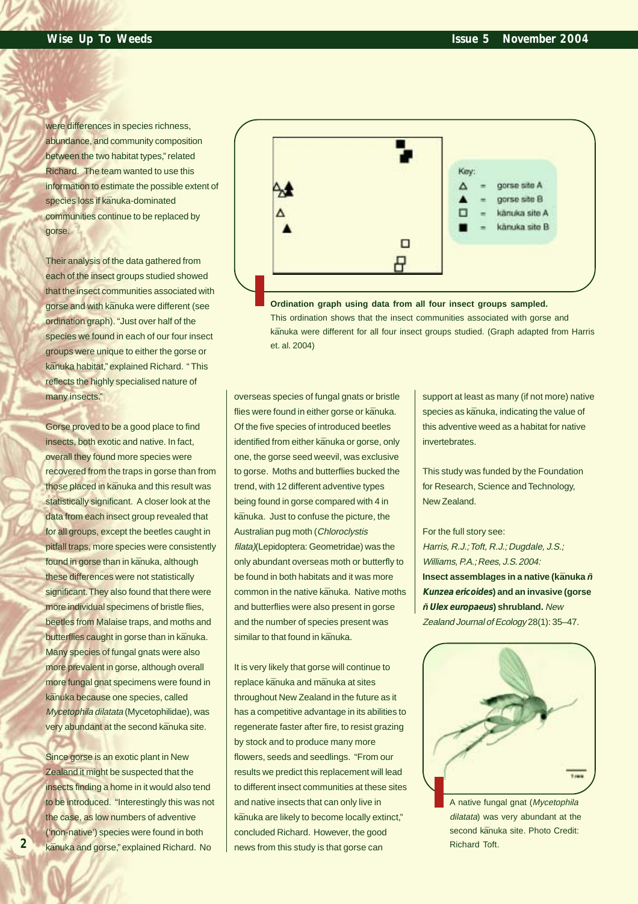were differences in species richness, abundance, and community composition between the two habitat types," related Richard. The team wanted to use this information to estimate the possible extent of species loss if kānuka-dominated communities continue to be replaced by gorse.

Their analysis of the data gathered from each of the insect groups studied showed that the insect communities associated with gorse and with kānuka were different (see ordination graph). "Just over half of the species we found in each of our four insect groups were unique to either the gorse or kānuka habitat," explained Richard. "This reflects the highly specialised nature of many insects."

Gorse proved to be a good place to find insects, both exotic and native. In fact, overall they found more species were recovered from the traps in gorse than from those placed in kānuka and this result was statistically significant. A closer look at the data from each insect group revealed that for all groups, except the beetles caught in pitfall traps, more species were consistently found in gorse than in kānuka, although these differences were not statistically significant. They also found that there were more individual specimens of bristle flies, beetles from Malaise traps, and moths and butterflies caught in gorse than in kānuka. Many species of fungal gnats were also more prevalent in gorse, although overall more fungal gnat specimens were found in kānuka because one species, called *Mycetophila dilatata* (Mycetophilidae), was very abundant at the second kānuka site.

Since gorse is an exotic plant in New Zealand it might be suspected that the insects finding a home in it would also tend to be introduced. "Interestingly this was not the case, as low numbers of adventive ('non-native') species were found in both kānuka and gorse," explained Richard. No overseas species of fungal gnats or bristle flies were found in either gorse or kānuka. Of the five species of introduced beetles identified from either kānuka or gorse, only one, the gorse seed weevil, was exclusive to gorse. Moths and butterflies bucked the trend, with 12 different adventive types being found in gorse compared with 4 in kānuka. Just to confuse the picture, the Australian pug moth (*Chloroclystis filata*)(Lepidoptera: Geometridae) was the only abundant overseas moth or butterfly to be found in both habitats and it was more common in the native kānuka. Native moths and butterflies were also present in gorse and the number of species present was similar to that found in kānuka.

Key:
- △ = gorse site A
- ▲ = gorse site B
- □ = kānuka site A
- ■ = kānuka site B

**Ordination graph using data from all four insect groups sampled.** This ordination shows that the insect communities associated with gorse and kānuka were different for all four insect groups studied. (Graph adapted from Harris et. al. 2004)

It is very likely that gorse will continue to replace kānuka and mānuka at sites throughout New Zealand in the future as it has a competitive advantage in its abilities to regenerate faster after fire, to resist grazing by stock and to produce many more flowers, seeds and seedlings. "From our results we predict this replacement will lead to different insect communities at these sites and native insects that can only live in kānuka are likely to become locally extinct," concluded Richard. However, the good news from this study is that gorse can support at least as many (if not more) native species as kānuka, indicating the value of this adventive weed as a habitat for native invertebrates.

This study was funded by the Foundation for Research, Science and Technology, New Zealand.

For the full story see:
*Harris, R.J.; Toft, R.J.; Dugdale, J.S.; Williams, P.A.; Rees, J.S. 2004:* **Insect assemblages in a native (kānuka ñ *Kunzea ericoides*) and an invasive (gorse ñ *Ulex europaeus*) shrubland.** *New Zealand Journal of Ecology* 28(1): 35–47.

A native fungal gnat (*Mycetophila dilatata*) was very abundant at the second kānuka site. Photo Credit: Richard Toft.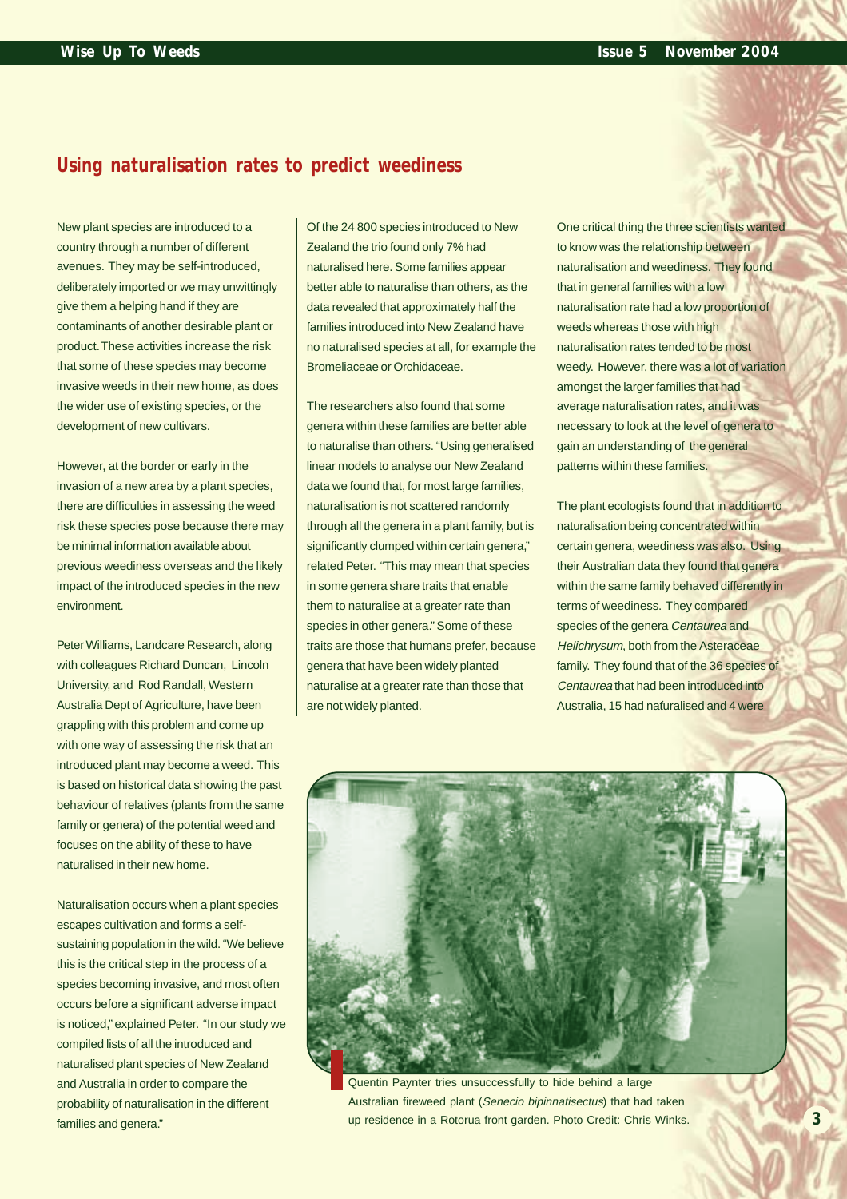## Using naturalisation rates to predict weediness

New plant species are introduced to a country through a number of different avenues. They may be self-introduced, deliberately imported or we may unwittingly give them a helping hand if they are contaminants of another desirable plant or product. These activities increase the risk that some of these species may become invasive weeds in their new home, as does the wider use of existing species, or the development of new cultivars.

However, at the border or early in the invasion of a new area by a plant species, there are difficulties in assessing the weed risk these species pose because there may be minimal information available about previous weediness overseas and the likely impact of the introduced species in the new environment.

Peter Williams, Landcare Research, along with colleagues Richard Duncan, Lincoln University, and Rod Randall, Western Australia Dept of Agriculture, have been grappling with this problem and come up with one way of assessing the risk that an introduced plant may become a weed. This is based on historical data showing the past behaviour of relatives (plants from the same family or genera) of the potential weed and focuses on the ability of these to have naturalised in their new home.

Naturalisation occurs when a plant species escapes cultivation and forms a self-sustaining population in the wild. "We believe this is the critical step in the process of a species becoming invasive, and most often occurs before a significant adverse impact is noticed," explained Peter. "In our study we compiled lists of all the introduced and naturalised plant species of New Zealand and Australia in order to compare the probability of naturalisation in the different families and genera."

Of the 24 800 species introduced to New Zealand the trio found only 7% had naturalised here. Some families appear better able to naturalise than others, as the data revealed that approximately half the families introduced into New Zealand have no naturalised species at all, for example the Bromeliaceae or Orchidaceae.

The researchers also found that some genera within these families are better able to naturalise than others. "Using generalised linear models to analyse our New Zealand data we found that, for most large families, naturalisation is not scattered randomly through all the genera in a plant family, but is significantly clumped within certain genera," related Peter. "This may mean that species in some genera share traits that enable them to naturalise at a greater rate than species in other genera." Some of these traits are those that humans prefer, because genera that have been widely planted naturalise at a greater rate than those that are not widely planted.

One critical thing the three scientists wanted to know was the relationship between naturalisation and weediness. They found that in general families with a low naturalisation rate had a low proportion of weeds whereas those with high naturalisation rates tended to be most weedy. However, there was a lot of variation amongst the larger families that had average naturalisation rates, and it was necessary to look at the level of genera to gain an understanding of the general patterns within these families.

The plant ecologists found that in addition to naturalisation being concentrated within certain genera, weediness was also. Using their Australian data they found that genera within the same family behaved differently in terms of weediness. They compared species of the genera *Centaurea* and *Helichrysum*, both from the Asteraceae family. They found that of the 36 species of *Centaurea* that had been introduced into Australia, 15 had naturalised and 4 were

Quentin Paynter tries unsuccessfully to hide behind a large Australian fireweed plant (*Senecio bipinnatisectus*) that had taken up residence in a Rotorua front garden. Photo Credit: Chris Winks.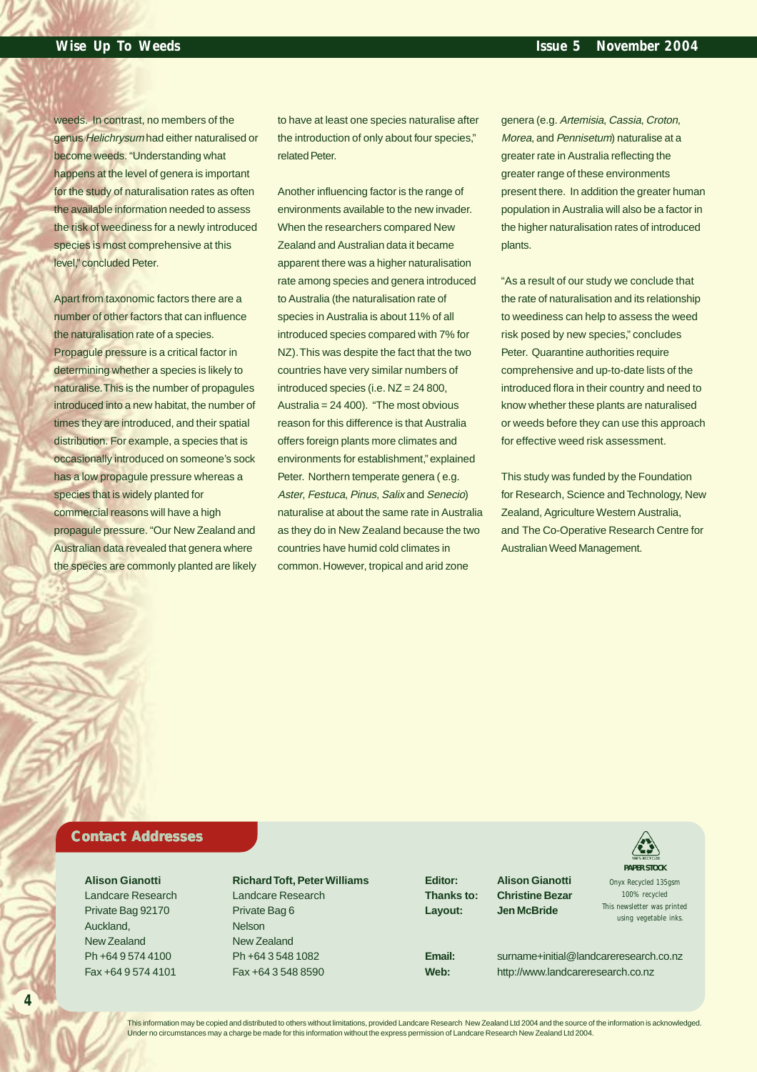weeds. In contrast, no members of the genus *Helichrysum* had either naturalised or become weeds. "Understanding what happens at the level of genera is important for the study of naturalisation rates as often the available information needed to assess the risk of weediness for a newly introduced species is most comprehensive at this level," concluded Peter.

Apart from taxonomic factors there are a number of other factors that can influence the naturalisation rate of a species. Propagule pressure is a critical factor in determining whether a species is likely to naturalise. This is the number of propagules introduced into a new habitat, the number of times they are introduced, and their spatial distribution. For example, a species that is occasionally introduced on someone's sock has a low propagule pressure whereas a species that is widely planted for commercial reasons will have a high propagule pressure. "Our New Zealand and Australian data revealed that genera where the species are commonly planted are likely to have at least one species naturalise after the introduction of only about four species," related Peter.

Another influencing factor is the range of environments available to the new invader. When the researchers compared New Zealand and Australian data it became apparent there was a higher naturalisation rate among species and genera introduced to Australia (the naturalisation rate of species in Australia is about 11% of all introduced species compared with 7% for NZ). This was despite the fact that the two countries have very similar numbers of introduced species (i.e. NZ = 24 800, Australia = 24 400). "The most obvious reason for this difference is that Australia offers foreign plants more climates and environments for establishment," explained Peter. Northern temperate genera ( e.g. *Aster*, *Festuca*, *Pinus*, *Salix* and *Senecio*) naturalise at about the same rate in Australia as they do in New Zealand because the two countries have humid cold climates in common. However, tropical and arid zone genera (e.g. *Artemisia*, *Cassia*, *Croton*, *Morea*, and *Pennisetum*) naturalise at a greater rate in Australia reflecting the greater range of these environments present there. In addition the greater human population in Australia will also be a factor in the higher naturalisation rates of introduced plants.

"As a result of our study we conclude that the rate of naturalisation and its relationship to weediness can help to assess the weed risk posed by new species," concludes Peter. Quarantine authorities require comprehensive and up-to-date lists of the introduced flora in their country and need to know whether these plants are naturalised or weeds before they can use this approach for effective weed risk assessment.

This study was funded by the Foundation for Research, Science and Technology, New Zealand, Agriculture Western Australia, and The Co-Operative Research Centre for Australian Weed Management.

## Contact Addresses

**Alison Gianotti**
Landcare Research
Private Bag 92170
Auckland,
New Zealand
Ph +64 9 574 4100
Fax +64 9 574 4101

**Richard Toft, Peter Williams**
Landcare Research
Private Bag 6
Nelson
New Zealand
Ph +64 3 548 1082
Fax +64 3 548 8590

**Editor:** **Alison Gianotti**
**Thanks to:** **Christine Bezar**
**Layout:** **Jen McBride**

**Email:** surname+initial@landcareresearch.co.nz
**Web:** http://www.landcareresearch.co.nz

PAPER STOCK
Onyx Recycled 135gsm
100% recycled
This newsletter was printed using vegetable inks.

This information may be copied and distributed to others without limitations, provided Landcare Research New Zealand Ltd 2004 and the source of the information is acknowledged. Under no circumstances may a charge be made for this information without the express permission of Landcare Research New Zealand Ltd 2004.